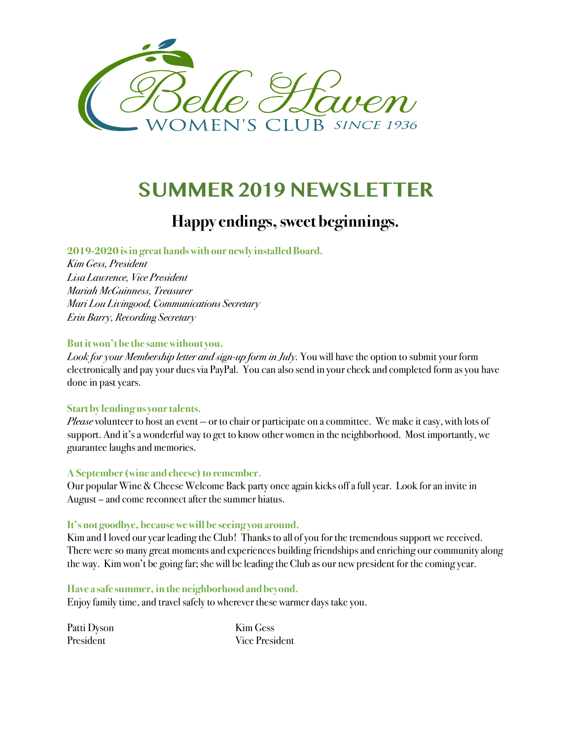Belle Haven

WOMEN'S CLUB *SINCE 1936*

# SUMMER 2019 NEWSLETTER

## Happy endings, sweet beginnings.

**2019-2020 is in great hands with our newly installed Board.**

*Kim Gess, President*
*Lisa Lawrence, Vice President*
*Mariah McGuinness, Treasurer*
*Mari Lou Livingood, Communications Secretary*
*Erin Barry, Recording Secretary*

**But it won't be the same without you.**

*Look for your Membership letter and sign-up form in July.* You will have the option to submit your form electronically and pay your dues via PayPal. You can also send in your check and completed form as you have done in past years.

**Start by lending us your talents.**

*Please* volunteer to host an event -- or to chair or participate on a committee. We make it easy, with lots of support. And it's a wonderful way to get to know other women in the neighborhood. Most importantly, we guarantee laughs and memories.

**A September (wine and cheese) to remember.**

Our popular Wine & Cheese Welcome Back party once again kicks off a full year. Look for an invite in August – and come reconnect after the summer hiatus.

**It's not goodbye, because we will be seeing you around.**

Kim and I loved our year leading the Club! Thanks to all of you for the tremendous support we received. There were so many great moments and experiences building friendships and enriching our community along the way. Kim won't be going far; she will be leading the Club as our new president for the coming year.

**Have a safe summer, in the neighborhood and beyond.**

Enjoy family time, and travel safely to wherever these warmer days take you.

Patti Dyson
President

Kim Gess
Vice President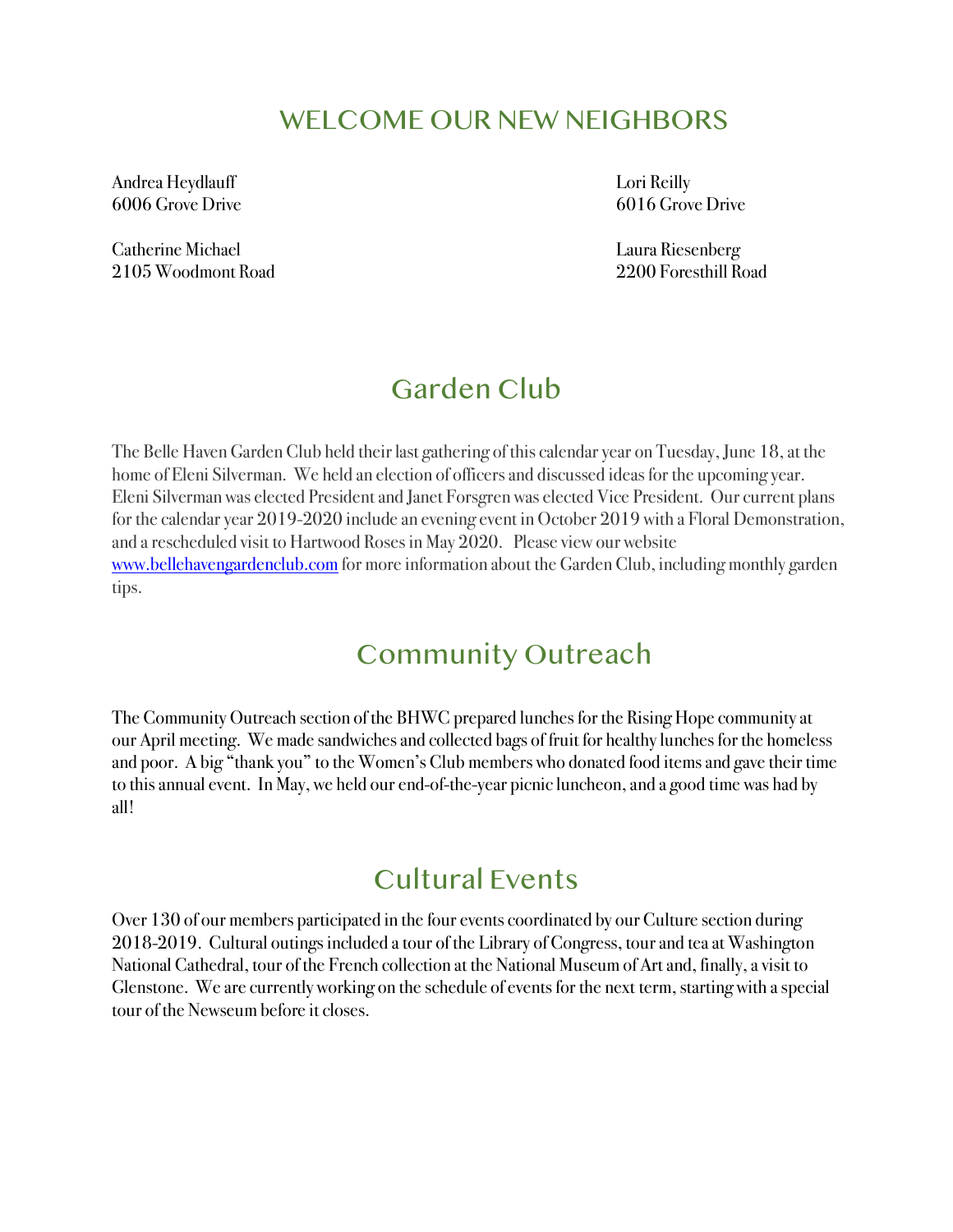## WELCOME OUR NEW NEIGHBORS

Andrea Heydlauff
6006 Grove Drive

Lori Reilly
6016 Grove Drive

Catherine Michael
2105 Woodmont Road

Laura Riesenberg
2200 Foresthill Road

## Garden Club

The Belle Haven Garden Club held their last gathering of this calendar year on Tuesday, June 18, at the home of Eleni Silverman. We held an election of officers and discussed ideas for the upcoming year. Eleni Silverman was elected President and Janet Forsgren was elected Vice President. Our current plans for the calendar year 2019-2020 include an evening event in October 2019 with a Floral Demonstration, and a rescheduled visit to Hartwood Roses in May 2020. Please view our website www.bellehavengardenclub.com for more information about the Garden Club, including monthly garden tips.

## Community Outreach

The Community Outreach section of the BHWC prepared lunches for the Rising Hope community at our April meeting. We made sandwiches and collected bags of fruit for healthy lunches for the homeless and poor. A big "thank you" to the Women's Club members who donated food items and gave their time to this annual event. In May, we held our end-of-the-year picnic luncheon, and a good time was had by all!

## Cultural Events

Over 130 of our members participated in the four events coordinated by our Culture section during 2018-2019. Cultural outings included a tour of the Library of Congress, tour and tea at Washington National Cathedral, tour of the French collection at the National Museum of Art and, finally, a visit to Glenstone. We are currently working on the schedule of events for the next term, starting with a special tour of the Newseum before it closes.